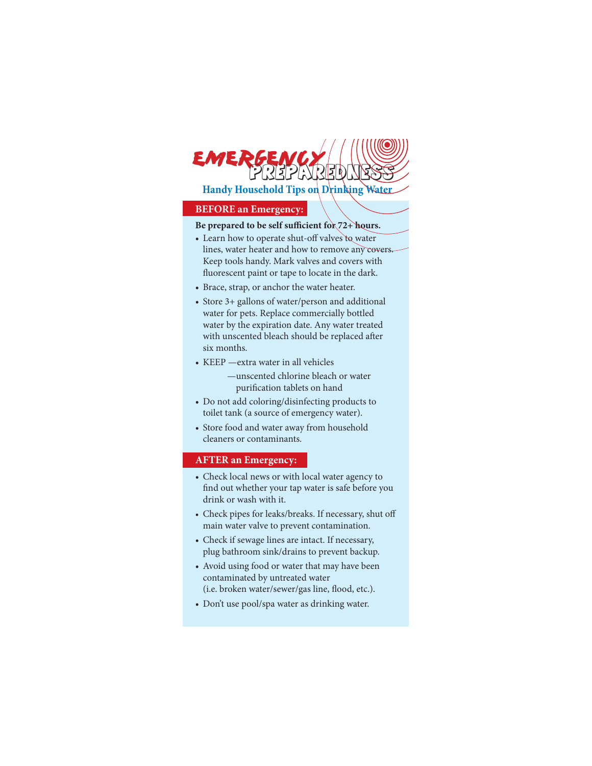# EMERGENCY PREPAREDNESS

## Handy Household Tips on Drinking Water

## BEFORE an Emergency:

**Be prepared to be self sufficient for 72+ hours.**

- Learn how to operate shut-off valves to water lines, water heater and how to remove any covers. Keep tools handy. Mark valves and covers with fluorescent paint or tape to locate in the dark.
- Brace, strap, or anchor the water heater.
- Store 3+ gallons of water/person and additional water for pets. Replace commercially bottled water by the expiration date. Any water treated with unscented bleach should be replaced after six months.
- KEEP —extra water in all vehicles
  —unscented chlorine bleach or water purification tablets on hand
- Do not add coloring/disinfecting products to toilet tank (a source of emergency water).
- Store food and water away from household cleaners or contaminants.

## AFTER an Emergency:

- Check local news or with local water agency to find out whether your tap water is safe before you drink or wash with it.
- Check pipes for leaks/breaks. If necessary, shut off main water valve to prevent contamination.
- Check if sewage lines are intact. If necessary, plug bathroom sink/drains to prevent backup.
- Avoid using food or water that may have been contaminated by untreated water (i.e. broken water/sewer/gas line, flood, etc.).
- Don't use pool/spa water as drinking water.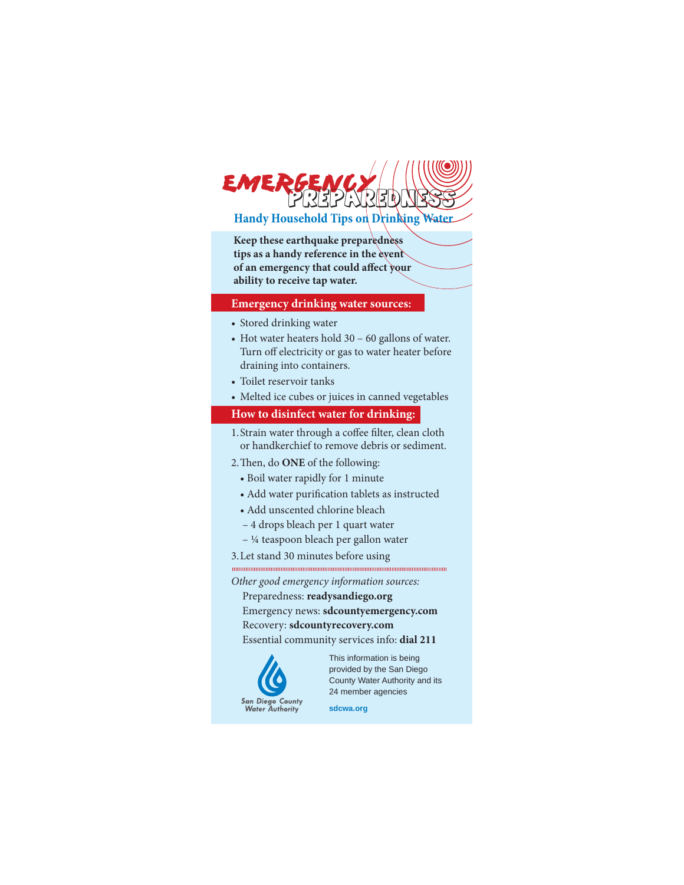# EMERGENCY PREPAREDNESS

## Handy Household Tips on Drinking Water

**Keep these earthquake preparedness tips as a handy reference in the event of an emergency that could affect your ability to receive tap water.**

### Emergency drinking water sources:

- Stored drinking water
- Hot water heaters hold 30 – 60 gallons of water. Turn off electricity or gas to water heater before draining into containers.
- Toilet reservoir tanks
- Melted ice cubes or juices in canned vegetables

### How to disinfect water for drinking:

1. Strain water through a coffee filter, clean cloth or handkerchief to remove debris or sediment.
2. Then, do **ONE** of the following:
   - Boil water rapidly for 1 minute
   - Add water purification tablets as instructed
   - Add unscented chlorine bleach
     - – 4 drops bleach per 1 quart water
     - – ¼ teaspoon bleach per gallon water
3. Let stand 30 minutes before using

*Other good emergency information sources:*

Preparedness: **readysandiego.org**
Emergency news: **sdcountyemergency.com**
Recovery: **sdcountyrecovery.com**
Essential community services info: **dial 211**

San Diego County Water Authority

This information is being provided by the San Diego County Water Authority and its 24 member agencies

**sdcwa.org**